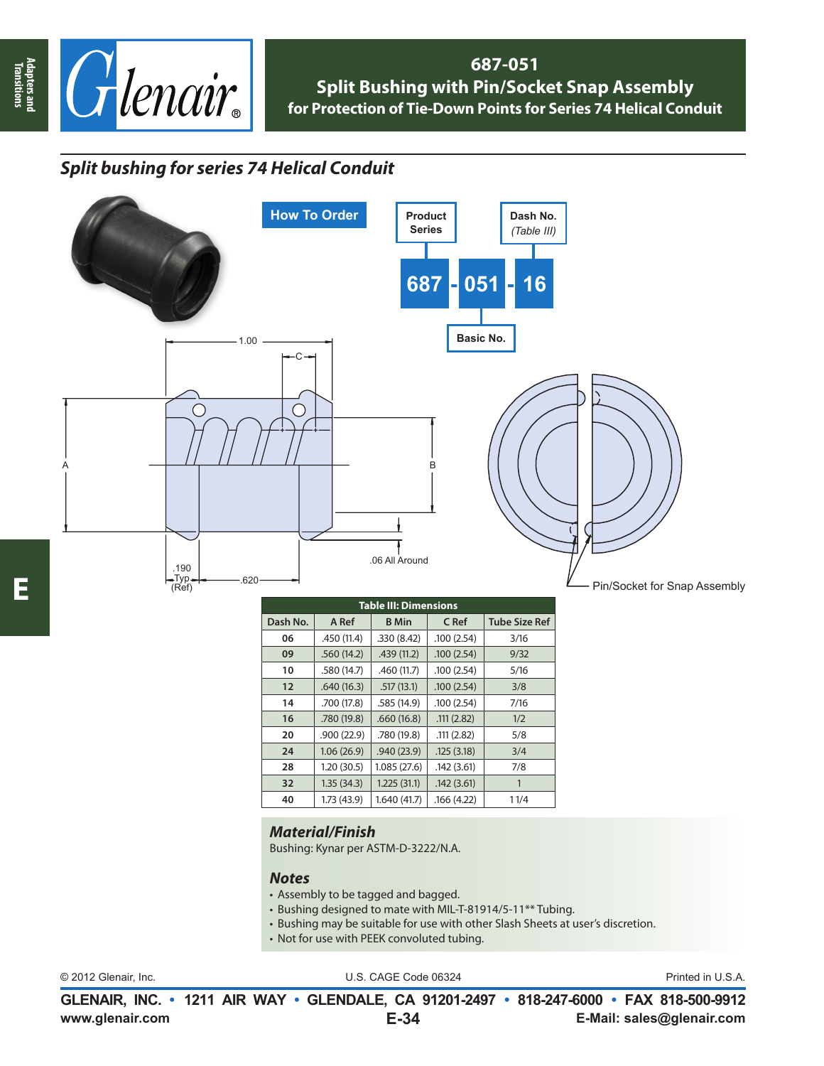# 687-051

## Split Bushing with Pin/Socket Snap Assembly

### for Protection of Tie-Down Points for Series 74 Helical Conduit

## *Split bushing for series 74 Helical Conduit*

**How To Order**

| Product Series | | Basic No. | | Dash No. (Table III) |
|---|---|---|---|---|
| 687 | - | 051 | - | 16 |

1.00

C

A

B

.06 All Around

.190 Typ (Ref)

.620

Pin/Socket for Snap Assembly

**Table III: Dimensions**

| Dash No. | A Ref | B Min | C Ref | Tube Size Ref |
|---|---|---|---|---|
| 06 | .450 (11.4) | .330 (8.42) | .100 (2.54) | 3/16 |
| 09 | .560 (14.2) | .439 (11.2) | .100 (2.54) | 9/32 |
| 10 | .580 (14.7) | .460 (11.7) | .100 (2.54) | 5/16 |
| 12 | .640 (16.3) | .517 (13.1) | .100 (2.54) | 3/8 |
| 14 | .700 (17.8) | .585 (14.9) | .100 (2.54) | 7/16 |
| 16 | .780 (19.8) | .660 (16.8) | .111 (2.82) | 1/2 |
| 20 | .900 (22.9) | .780 (19.8) | .111 (2.82) | 5/8 |
| 24 | 1.06 (26.9) | .940 (23.9) | .125 (3.18) | 3/4 |
| 28 | 1.20 (30.5) | 1.085 (27.6) | .142 (3.61) | 7/8 |
| 32 | 1.35 (34.3) | 1.225 (31.1) | .142 (3.61) | 1 |
| 40 | 1.73 (43.9) | 1.640 (41.7) | .166 (4.22) | 1 1/4 |

### *Material/Finish*

Bushing: Kynar per ASTM-D-3222/N.A.

### *Notes*

- Assembly to be tagged and bagged.
- Bushing designed to mate with MIL-T-81914/5-11** Tubing.
- Bushing may be suitable for use with other Slash Sheets at user's discretion.
- Not for use with PEEK convoluted tubing.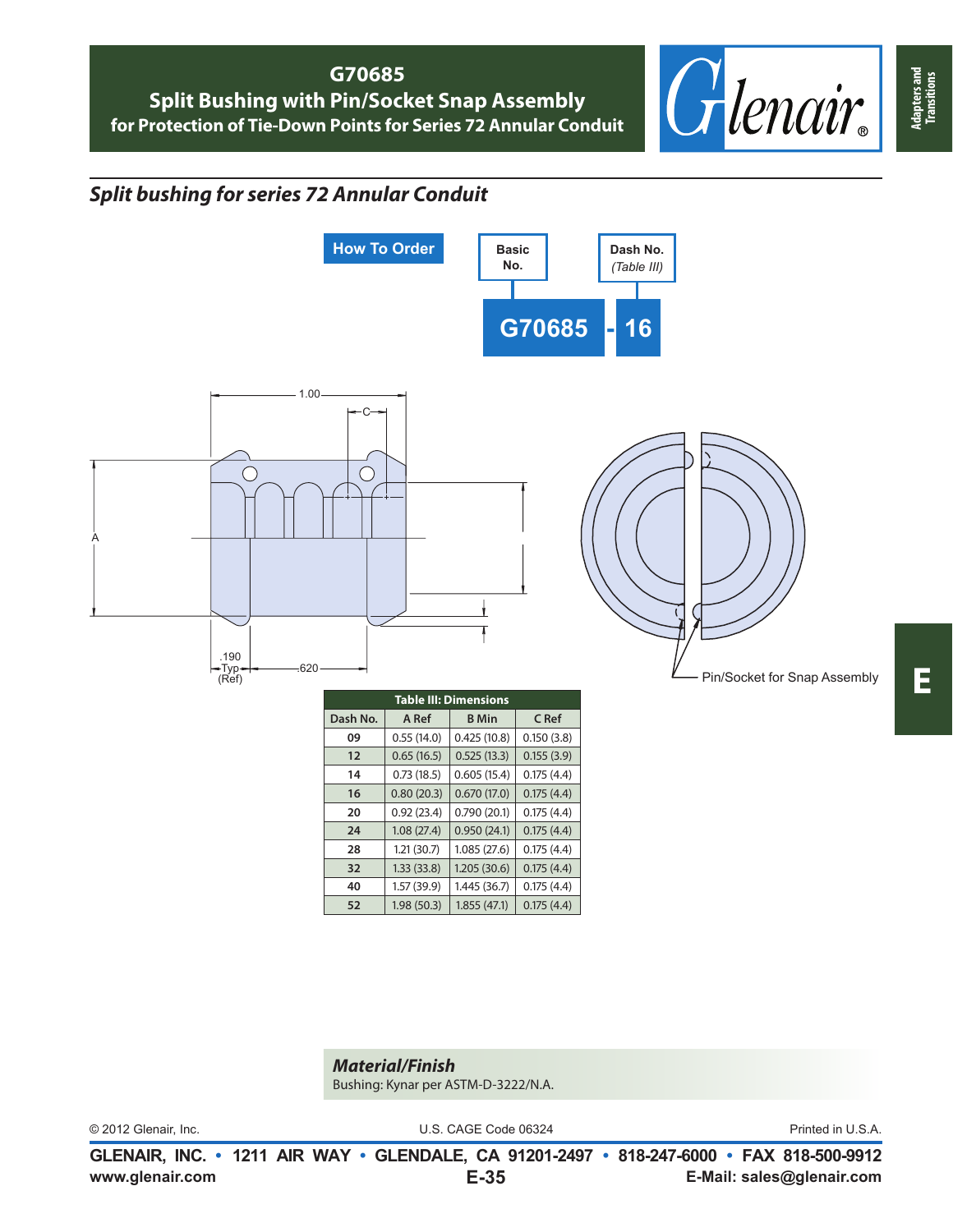# G70685
## Split Bushing with Pin/Socket Snap Assembly
### for Protection of Tie-Down Points for Series 72 Annular Conduit

## *Split bushing for series 72 Annular Conduit*

**How To Order**

Basic No. — Dash No. (Table III)

**G70685 - 16**

1.00

C

A

.190 Typ (Ref)

.620

Pin/Socket for Snap Assembly

| Table III: Dimensions | | | |
|---|---|---|---|
| Dash No. | A Ref | B Min | C Ref |
| 09 | 0.55 (14.0) | 0.425 (10.8) | 0.150 (3.8) |
| 12 | 0.65 (16.5) | 0.525 (13.3) | 0.155 (3.9) |
| 14 | 0.73 (18.5) | 0.605 (15.4) | 0.175 (4.4) |
| 16 | 0.80 (20.3) | 0.670 (17.0) | 0.175 (4.4) |
| 20 | 0.92 (23.4) | 0.790 (20.1) | 0.175 (4.4) |
| 24 | 1.08 (27.4) | 0.950 (24.1) | 0.175 (4.4) |
| 28 | 1.21 (30.7) | 1.085 (27.6) | 0.175 (4.4) |
| 32 | 1.33 (33.8) | 1.205 (30.6) | 0.175 (4.4) |
| 40 | 1.57 (39.9) | 1.445 (36.7) | 0.175 (4.4) |
| 52 | 1.98 (50.3) | 1.855 (47.1) | 0.175 (4.4) |

### *Material/Finish*

Bushing: Kynar per ASTM-D-3222/N.A.